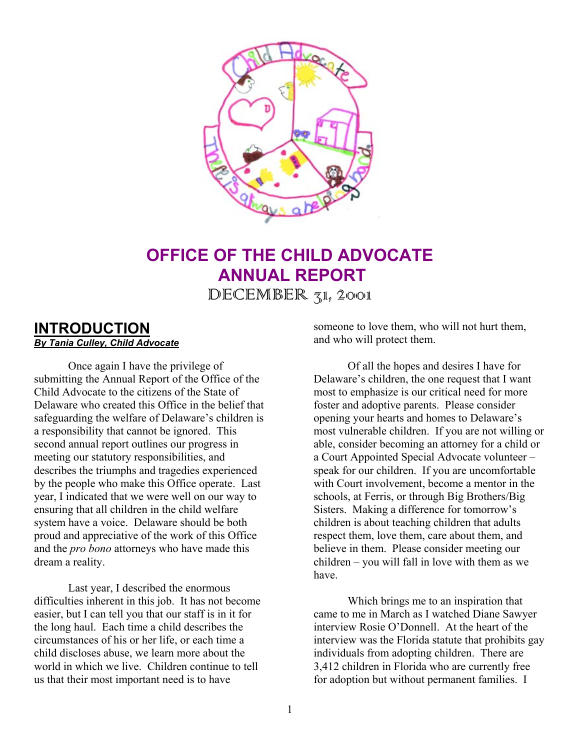# OFFICE OF THE CHILD ADVOCATE ANNUAL REPORT

DECEMBER 31, 2001

## INTRODUCTION

***By Tania Culley, Child Advocate***

Once again I have the privilege of submitting the Annual Report of the Office of the Child Advocate to the citizens of the State of Delaware who created this Office in the belief that safeguarding the welfare of Delaware's children is a responsibility that cannot be ignored. This second annual report outlines our progress in meeting our statutory responsibilities, and describes the triumphs and tragedies experienced by the people who make this Office operate. Last year, I indicated that we were well on our way to ensuring that all children in the child welfare system have a voice. Delaware should be both proud and appreciative of the work of this Office and the *pro bono* attorneys who have made this dream a reality.

Last year, I described the enormous difficulties inherent in this job. It has not become easier, but I can tell you that our staff is in it for the long haul. Each time a child describes the circumstances of his or her life, or each time a child discloses abuse, we learn more about the world in which we live. Children continue to tell us that their most important need is to have someone to love them, who will not hurt them, and who will protect them.

Of all the hopes and desires I have for Delaware's children, the one request that I want most to emphasize is our critical need for more foster and adoptive parents. Please consider opening your hearts and homes to Delaware's most vulnerable children. If you are not willing or able, consider becoming an attorney for a child or a Court Appointed Special Advocate volunteer – speak for our children. If you are uncomfortable with Court involvement, become a mentor in the schools, at Ferris, or through Big Brothers/Big Sisters. Making a difference for tomorrow's children is about teaching children that adults respect them, love them, care about them, and believe in them. Please consider meeting our children – you will fall in love with them as we have.

Which brings me to an inspiration that came to me in March as I watched Diane Sawyer interview Rosie O'Donnell. At the heart of the interview was the Florida statute that prohibits gay individuals from adopting children. There are 3,412 children in Florida who are currently free for adoption but without permanent families. I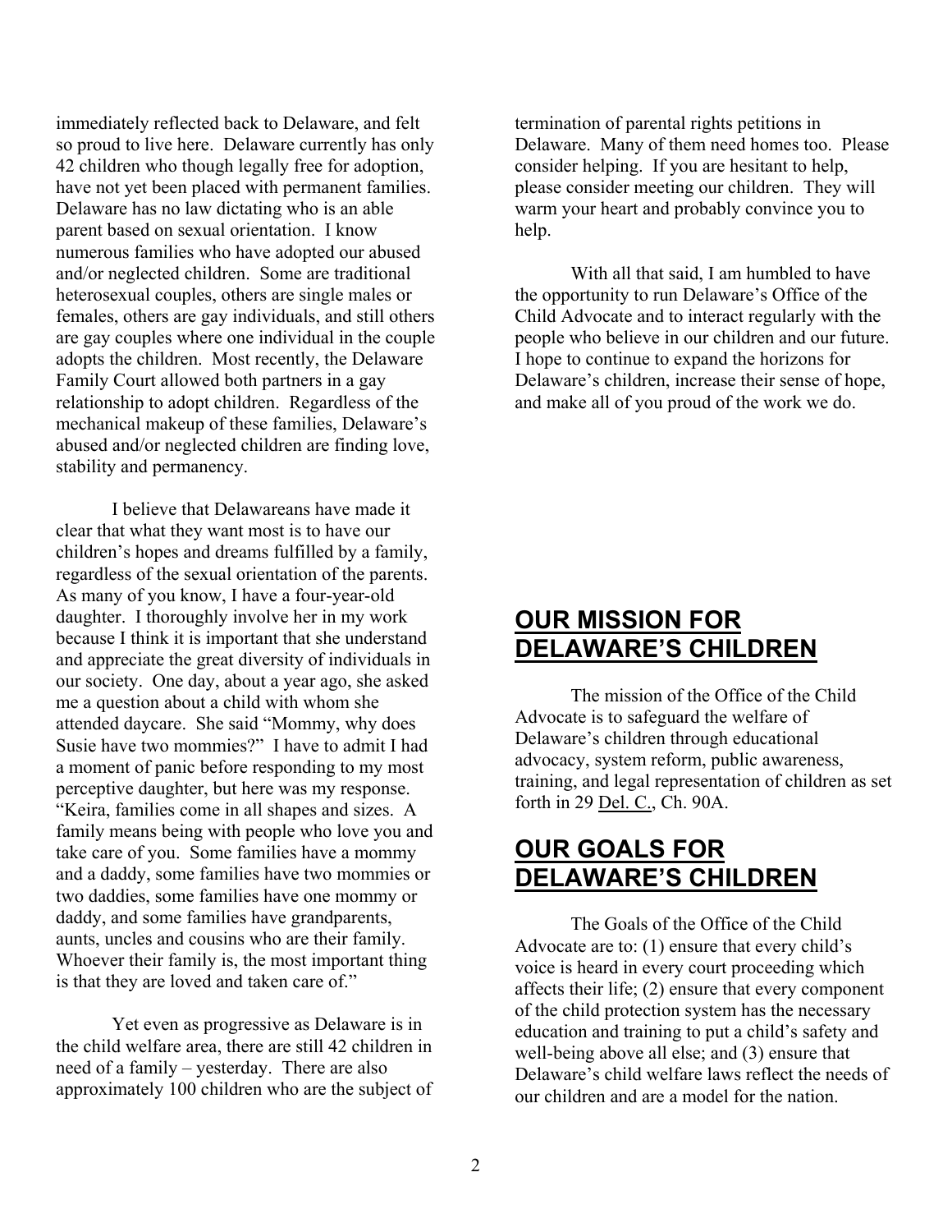immediately reflected back to Delaware, and felt so proud to live here. Delaware currently has only 42 children who though legally free for adoption, have not yet been placed with permanent families. Delaware has no law dictating who is an able parent based on sexual orientation. I know numerous families who have adopted our abused and/or neglected children. Some are traditional heterosexual couples, others are single males or females, others are gay individuals, and still others are gay couples where one individual in the couple adopts the children. Most recently, the Delaware Family Court allowed both partners in a gay relationship to adopt children. Regardless of the mechanical makeup of these families, Delaware's abused and/or neglected children are finding love, stability and permanency.

I believe that Delawareans have made it clear that what they want most is to have our children's hopes and dreams fulfilled by a family, regardless of the sexual orientation of the parents. As many of you know, I have a four-year-old daughter. I thoroughly involve her in my work because I think it is important that she understand and appreciate the great diversity of individuals in our society. One day, about a year ago, she asked me a question about a child with whom she attended daycare. She said "Mommy, why does Susie have two mommies?" I have to admit I had a moment of panic before responding to my most perceptive daughter, but here was my response. "Keira, families come in all shapes and sizes. A family means being with people who love you and take care of you. Some families have a mommy and a daddy, some families have two mommies or two daddies, some families have one mommy or daddy, and some families have grandparents, aunts, uncles and cousins who are their family. Whoever their family is, the most important thing is that they are loved and taken care of."

Yet even as progressive as Delaware is in the child welfare area, there are still 42 children in need of a family – yesterday. There are also approximately 100 children who are the subject of termination of parental rights petitions in Delaware. Many of them need homes too. Please consider helping. If you are hesitant to help, please consider meeting our children. They will warm your heart and probably convince you to help.

With all that said, I am humbled to have the opportunity to run Delaware's Office of the Child Advocate and to interact regularly with the people who believe in our children and our future. I hope to continue to expand the horizons for Delaware's children, increase their sense of hope, and make all of you proud of the work we do.

## OUR MISSION FOR DELAWARE'S CHILDREN

The mission of the Office of the Child Advocate is to safeguard the welfare of Delaware's children through educational advocacy, system reform, public awareness, training, and legal representation of children as set forth in 29 Del. C., Ch. 90A.

## OUR GOALS FOR DELAWARE'S CHILDREN

The Goals of the Office of the Child Advocate are to: (1) ensure that every child's voice is heard in every court proceeding which affects their life; (2) ensure that every component of the child protection system has the necessary education and training to put a child's safety and well-being above all else; and (3) ensure that Delaware's child welfare laws reflect the needs of our children and are a model for the nation.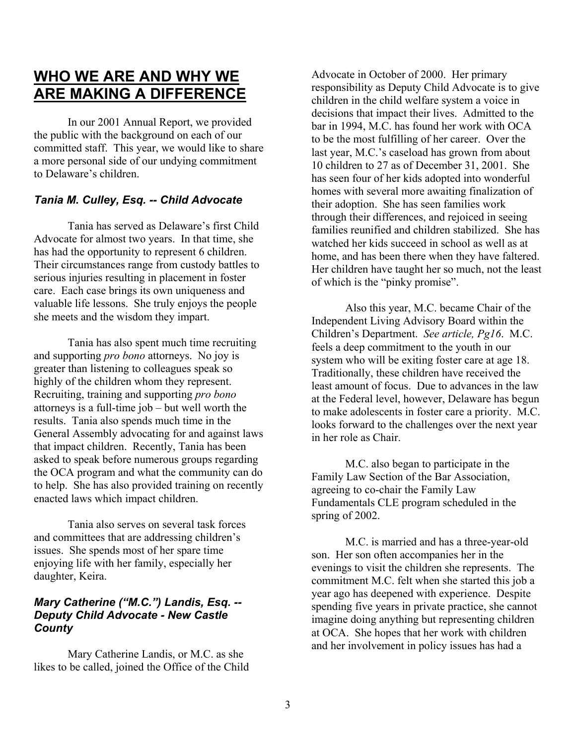# WHO WE ARE AND WHY WE ARE MAKING A DIFFERENCE

In our 2001 Annual Report, we provided the public with the background on each of our committed staff. This year, we would like to share a more personal side of our undying commitment to Delaware's children.

### *Tania M. Culley, Esq. -- Child Advocate*

Tania has served as Delaware's first Child Advocate for almost two years. In that time, she has had the opportunity to represent 6 children. Their circumstances range from custody battles to serious injuries resulting in placement in foster care. Each case brings its own uniqueness and valuable life lessons. She truly enjoys the people she meets and the wisdom they impart.

Tania has also spent much time recruiting and supporting *pro bono* attorneys. No joy is greater than listening to colleagues speak so highly of the children whom they represent. Recruiting, training and supporting *pro bono* attorneys is a full-time job – but well worth the results. Tania also spends much time in the General Assembly advocating for and against laws that impact children. Recently, Tania has been asked to speak before numerous groups regarding the OCA program and what the community can do to help. She has also provided training on recently enacted laws which impact children.

Tania also serves on several task forces and committees that are addressing children's issues. She spends most of her spare time enjoying life with her family, especially her daughter, Keira.

### *Mary Catherine ("M.C.") Landis, Esq. -- Deputy Child Advocate - New Castle County*

Mary Catherine Landis, or M.C. as she likes to be called, joined the Office of the Child Advocate in October of 2000. Her primary responsibility as Deputy Child Advocate is to give children in the child welfare system a voice in decisions that impact their lives. Admitted to the bar in 1994, M.C. has found her work with OCA to be the most fulfilling of her career. Over the last year, M.C.'s caseload has grown from about 10 children to 27 as of December 31, 2001. She has seen four of her kids adopted into wonderful homes with several more awaiting finalization of their adoption. She has seen families work through their differences, and rejoiced in seeing families reunified and children stabilized. She has watched her kids succeed in school as well as at home, and has been there when they have faltered. Her children have taught her so much, not the least of which is the "pinky promise".

Also this year, M.C. became Chair of the Independent Living Advisory Board within the Children's Department. *See article, Pg16*. M.C. feels a deep commitment to the youth in our system who will be exiting foster care at age 18. Traditionally, these children have received the least amount of focus. Due to advances in the law at the Federal level, however, Delaware has begun to make adolescents in foster care a priority. M.C. looks forward to the challenges over the next year in her role as Chair.

M.C. also began to participate in the Family Law Section of the Bar Association, agreeing to co-chair the Family Law Fundamentals CLE program scheduled in the spring of 2002.

M.C. is married and has a three-year-old son. Her son often accompanies her in the evenings to visit the children she represents. The commitment M.C. felt when she started this job a year ago has deepened with experience. Despite spending five years in private practice, she cannot imagine doing anything but representing children at OCA. She hopes that her work with children and her involvement in policy issues has had a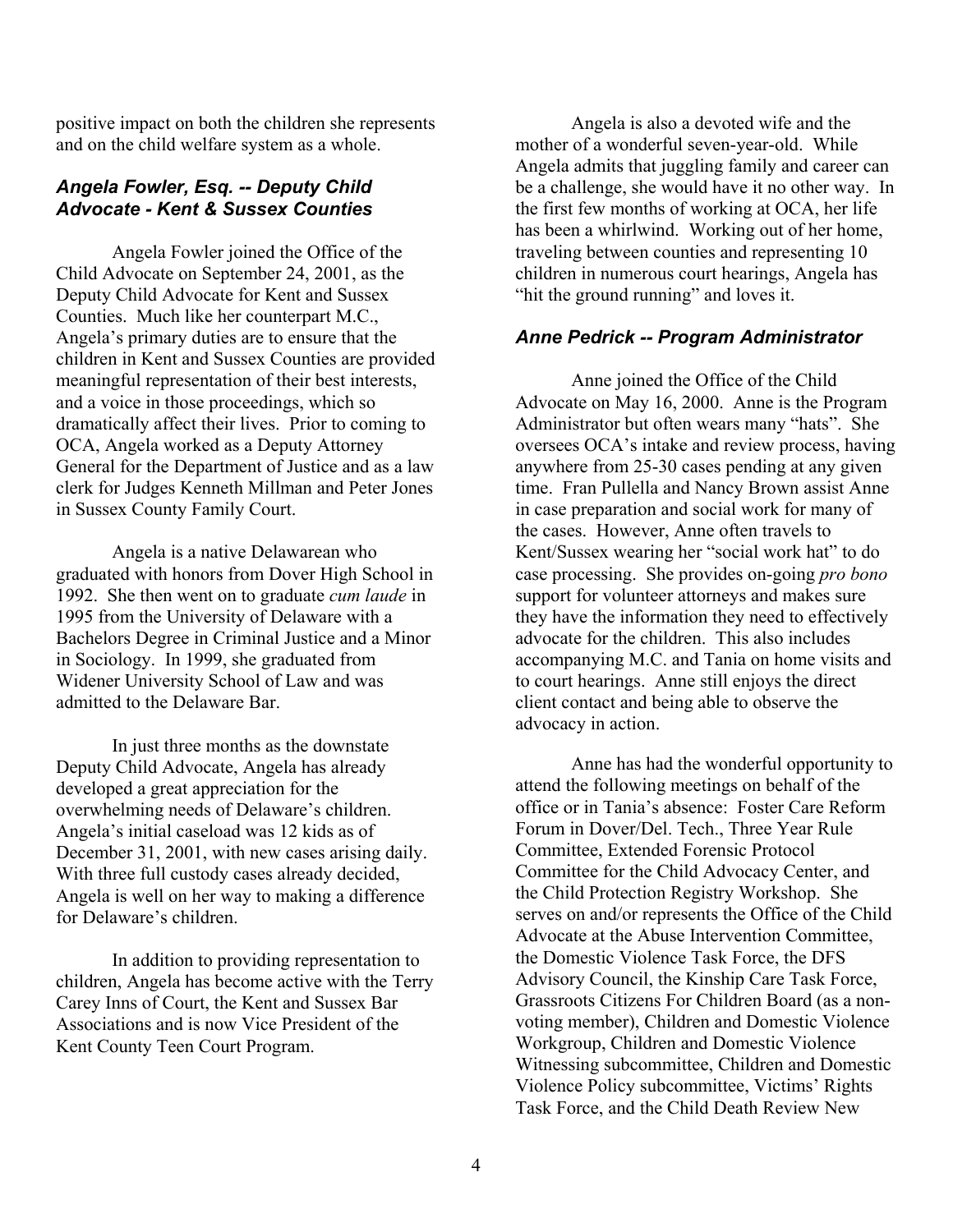positive impact on both the children she represents and on the child welfare system as a whole.

### *Angela Fowler, Esq. -- Deputy Child Advocate - Kent & Sussex Counties*

Angela Fowler joined the Office of the Child Advocate on September 24, 2001, as the Deputy Child Advocate for Kent and Sussex Counties. Much like her counterpart M.C., Angela's primary duties are to ensure that the children in Kent and Sussex Counties are provided meaningful representation of their best interests, and a voice in those proceedings, which so dramatically affect their lives. Prior to coming to OCA, Angela worked as a Deputy Attorney General for the Department of Justice and as a law clerk for Judges Kenneth Millman and Peter Jones in Sussex County Family Court.

Angela is a native Delawarean who graduated with honors from Dover High School in 1992. She then went on to graduate *cum laude* in 1995 from the University of Delaware with a Bachelors Degree in Criminal Justice and a Minor in Sociology. In 1999, she graduated from Widener University School of Law and was admitted to the Delaware Bar.

In just three months as the downstate Deputy Child Advocate, Angela has already developed a great appreciation for the overwhelming needs of Delaware's children. Angela's initial caseload was 12 kids as of December 31, 2001, with new cases arising daily. With three full custody cases already decided, Angela is well on her way to making a difference for Delaware's children.

In addition to providing representation to children, Angela has become active with the Terry Carey Inns of Court, the Kent and Sussex Bar Associations and is now Vice President of the Kent County Teen Court Program.

Angela is also a devoted wife and the mother of a wonderful seven-year-old. While Angela admits that juggling family and career can be a challenge, she would have it no other way. In the first few months of working at OCA, her life has been a whirlwind. Working out of her home, traveling between counties and representing 10 children in numerous court hearings, Angela has "hit the ground running" and loves it.

### *Anne Pedrick -- Program Administrator*

Anne joined the Office of the Child Advocate on May 16, 2000. Anne is the Program Administrator but often wears many "hats". She oversees OCA's intake and review process, having anywhere from 25-30 cases pending at any given time. Fran Pullella and Nancy Brown assist Anne in case preparation and social work for many of the cases. However, Anne often travels to Kent/Sussex wearing her "social work hat" to do case processing. She provides on-going *pro bono* support for volunteer attorneys and makes sure they have the information they need to effectively advocate for the children. This also includes accompanying M.C. and Tania on home visits and to court hearings. Anne still enjoys the direct client contact and being able to observe the advocacy in action.

Anne has had the wonderful opportunity to attend the following meetings on behalf of the office or in Tania's absence: Foster Care Reform Forum in Dover/Del. Tech., Three Year Rule Committee, Extended Forensic Protocol Committee for the Child Advocacy Center, and the Child Protection Registry Workshop. She serves on and/or represents the Office of the Child Advocate at the Abuse Intervention Committee, the Domestic Violence Task Force, the DFS Advisory Council, the Kinship Care Task Force, Grassroots Citizens For Children Board (as a non-voting member), Children and Domestic Violence Workgroup, Children and Domestic Violence Witnessing subcommittee, Children and Domestic Violence Policy subcommittee, Victims' Rights Task Force, and the Child Death Review New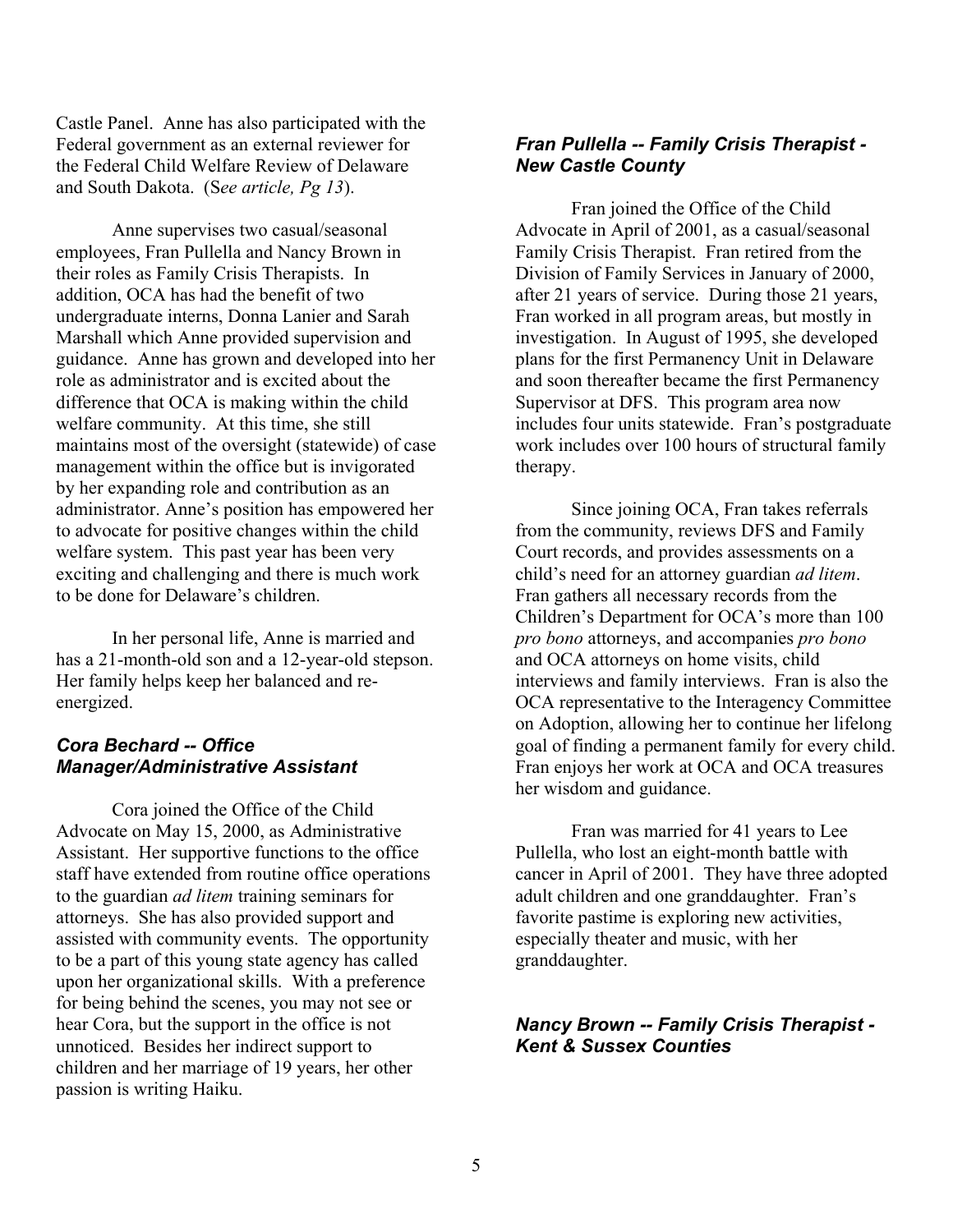Castle Panel. Anne has also participated with the Federal government as an external reviewer for the Federal Child Welfare Review of Delaware and South Dakota. (S*ee article, Pg 13*).

Anne supervises two casual/seasonal employees, Fran Pullella and Nancy Brown in their roles as Family Crisis Therapists. In addition, OCA has had the benefit of two undergraduate interns, Donna Lanier and Sarah Marshall which Anne provided supervision and guidance. Anne has grown and developed into her role as administrator and is excited about the difference that OCA is making within the child welfare community. At this time, she still maintains most of the oversight (statewide) of case management within the office but is invigorated by her expanding role and contribution as an administrator. Anne's position has empowered her to advocate for positive changes within the child welfare system. This past year has been very exciting and challenging and there is much work to be done for Delaware's children.

In her personal life, Anne is married and has a 21-month-old son and a 12-year-old stepson. Her family helps keep her balanced and re-energized.

### *Cora Bechard -- Office Manager/Administrative Assistant*

Cora joined the Office of the Child Advocate on May 15, 2000, as Administrative Assistant. Her supportive functions to the office staff have extended from routine office operations to the guardian *ad litem* training seminars for attorneys. She has also provided support and assisted with community events. The opportunity to be a part of this young state agency has called upon her organizational skills. With a preference for being behind the scenes, you may not see or hear Cora, but the support in the office is not unnoticed. Besides her indirect support to children and her marriage of 19 years, her other passion is writing Haiku.

### *Fran Pullella -- Family Crisis Therapist - New Castle County*

Fran joined the Office of the Child Advocate in April of 2001, as a casual/seasonal Family Crisis Therapist. Fran retired from the Division of Family Services in January of 2000, after 21 years of service. During those 21 years, Fran worked in all program areas, but mostly in investigation. In August of 1995, she developed plans for the first Permanency Unit in Delaware and soon thereafter became the first Permanency Supervisor at DFS. This program area now includes four units statewide. Fran's postgraduate work includes over 100 hours of structural family therapy.

Since joining OCA, Fran takes referrals from the community, reviews DFS and Family Court records, and provides assessments on a child's need for an attorney guardian *ad litem*. Fran gathers all necessary records from the Children's Department for OCA's more than 100 *pro bono* attorneys, and accompanies *pro bono* and OCA attorneys on home visits, child interviews and family interviews. Fran is also the OCA representative to the Interagency Committee on Adoption, allowing her to continue her lifelong goal of finding a permanent family for every child. Fran enjoys her work at OCA and OCA treasures her wisdom and guidance.

Fran was married for 41 years to Lee Pullella, who lost an eight-month battle with cancer in April of 2001. They have three adopted adult children and one granddaughter. Fran's favorite pastime is exploring new activities, especially theater and music, with her granddaughter.

### *Nancy Brown -- Family Crisis Therapist - Kent & Sussex Counties*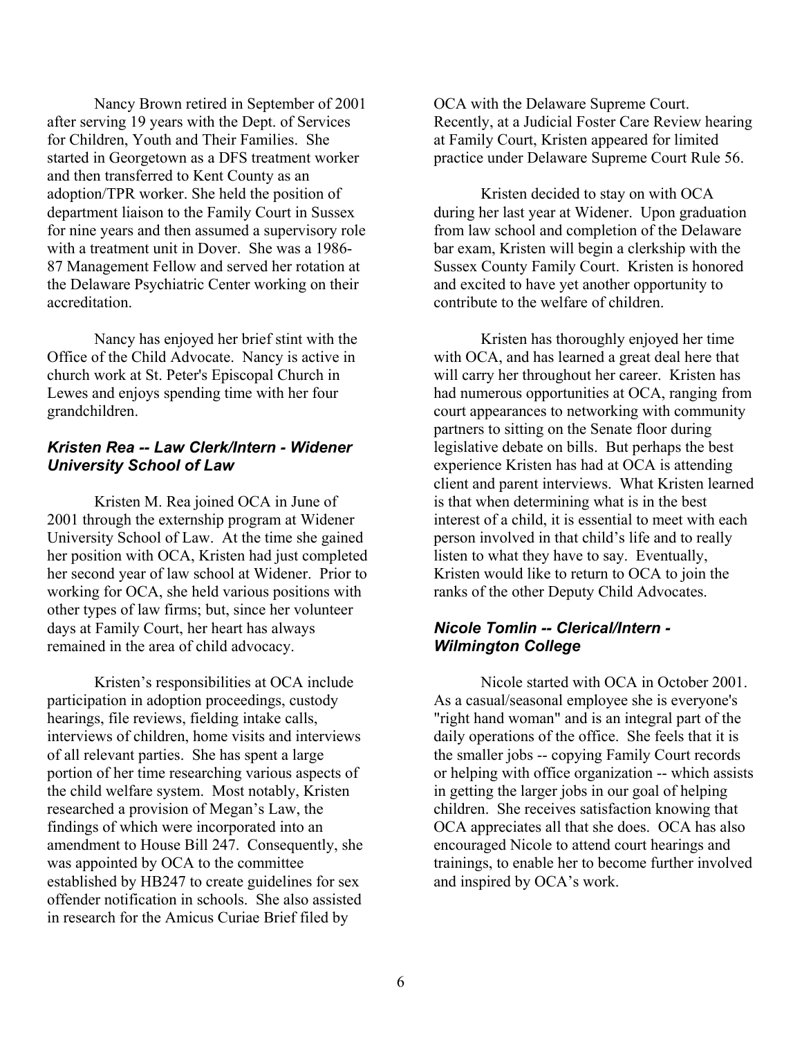Nancy Brown retired in September of 2001 after serving 19 years with the Dept. of Services for Children, Youth and Their Families. She started in Georgetown as a DFS treatment worker and then transferred to Kent County as an adoption/TPR worker. She held the position of department liaison to the Family Court in Sussex for nine years and then assumed a supervisory role with a treatment unit in Dover. She was a 1986-87 Management Fellow and served her rotation at the Delaware Psychiatric Center working on their accreditation.

Nancy has enjoyed her brief stint with the Office of the Child Advocate. Nancy is active in church work at St. Peter's Episcopal Church in Lewes and enjoys spending time with her four grandchildren.

### *Kristen Rea -- Law Clerk/Intern - Widener University School of Law*

Kristen M. Rea joined OCA in June of 2001 through the externship program at Widener University School of Law. At the time she gained her position with OCA, Kristen had just completed her second year of law school at Widener. Prior to working for OCA, she held various positions with other types of law firms; but, since her volunteer days at Family Court, her heart has always remained in the area of child advocacy.

Kristen's responsibilities at OCA include participation in adoption proceedings, custody hearings, file reviews, fielding intake calls, interviews of children, home visits and interviews of all relevant parties. She has spent a large portion of her time researching various aspects of the child welfare system. Most notably, Kristen researched a provision of Megan's Law, the findings of which were incorporated into an amendment to House Bill 247. Consequently, she was appointed by OCA to the committee established by HB247 to create guidelines for sex offender notification in schools. She also assisted in research for the Amicus Curiae Brief filed by OCA with the Delaware Supreme Court. Recently, at a Judicial Foster Care Review hearing at Family Court, Kristen appeared for limited practice under Delaware Supreme Court Rule 56.

Kristen decided to stay on with OCA during her last year at Widener. Upon graduation from law school and completion of the Delaware bar exam, Kristen will begin a clerkship with the Sussex County Family Court. Kristen is honored and excited to have yet another opportunity to contribute to the welfare of children.

Kristen has thoroughly enjoyed her time with OCA, and has learned a great deal here that will carry her throughout her career. Kristen has had numerous opportunities at OCA, ranging from court appearances to networking with community partners to sitting on the Senate floor during legislative debate on bills. But perhaps the best experience Kristen has had at OCA is attending client and parent interviews. What Kristen learned is that when determining what is in the best interest of a child, it is essential to meet with each person involved in that child's life and to really listen to what they have to say. Eventually, Kristen would like to return to OCA to join the ranks of the other Deputy Child Advocates.

### *Nicole Tomlin -- Clerical/Intern - Wilmington College*

Nicole started with OCA in October 2001. As a casual/seasonal employee she is everyone's "right hand woman" and is an integral part of the daily operations of the office. She feels that it is the smaller jobs -- copying Family Court records or helping with office organization -- which assists in getting the larger jobs in our goal of helping children. She receives satisfaction knowing that OCA appreciates all that she does. OCA has also encouraged Nicole to attend court hearings and trainings, to enable her to become further involved and inspired by OCA's work.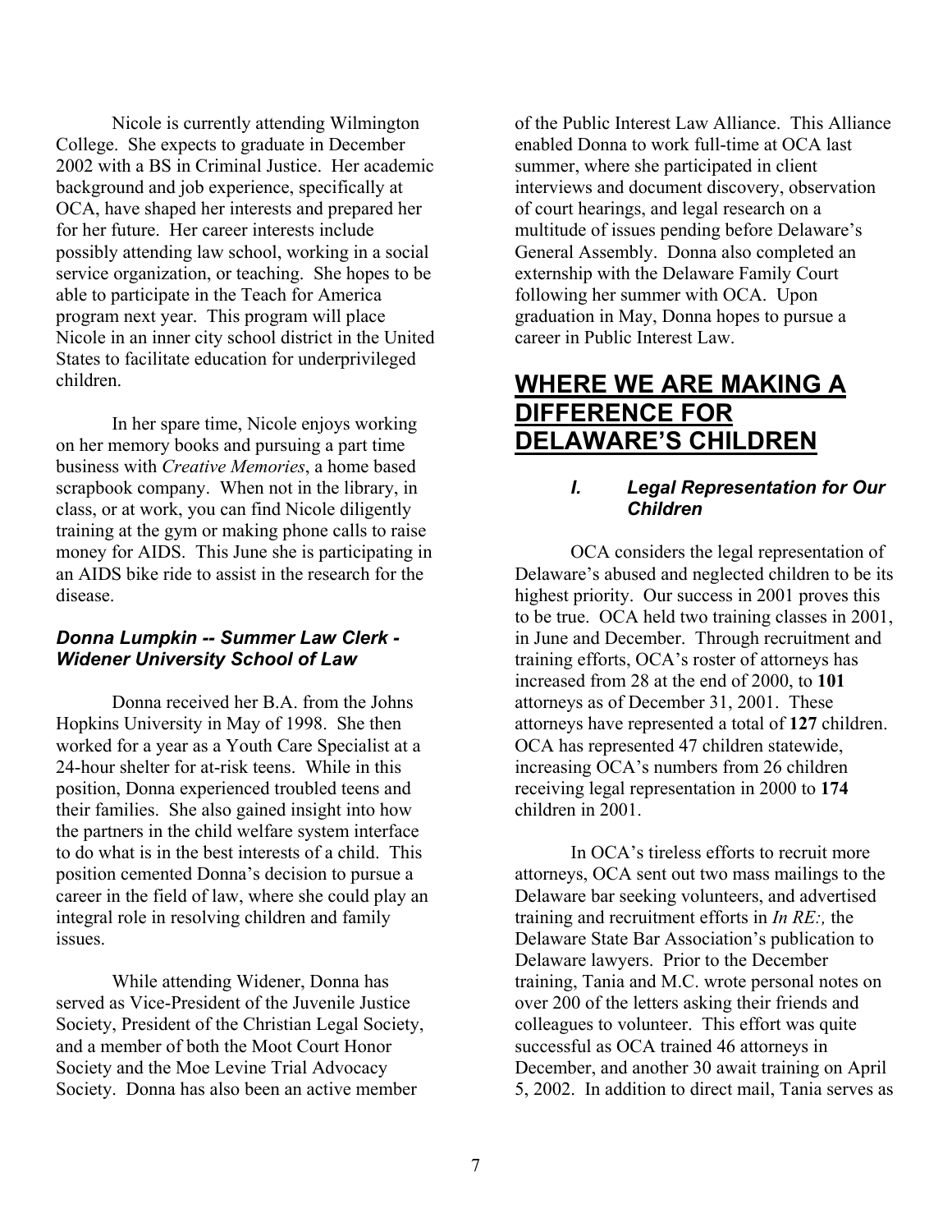Nicole is currently attending Wilmington College. She expects to graduate in December 2002 with a BS in Criminal Justice. Her academic background and job experience, specifically at OCA, have shaped her interests and prepared her for her future. Her career interests include possibly attending law school, working in a social service organization, or teaching. She hopes to be able to participate in the Teach for America program next year. This program will place Nicole in an inner city school district in the United States to facilitate education for underprivileged children.

In her spare time, Nicole enjoys working on her memory books and pursuing a part time business with *Creative Memories*, a home based scrapbook company. When not in the library, in class, or at work, you can find Nicole diligently training at the gym or making phone calls to raise money for AIDS. This June she is participating in an AIDS bike ride to assist in the research for the disease.

### *Donna Lumpkin -- Summer Law Clerk - Widener University School of Law*

Donna received her B.A. from the Johns Hopkins University in May of 1998. She then worked for a year as a Youth Care Specialist at a 24-hour shelter for at-risk teens. While in this position, Donna experienced troubled teens and their families. She also gained insight into how the partners in the child welfare system interface to do what is in the best interests of a child. This position cemented Donna's decision to pursue a career in the field of law, where she could play an integral role in resolving children and family issues.

While attending Widener, Donna has served as Vice-President of the Juvenile Justice Society, President of the Christian Legal Society, and a member of both the Moot Court Honor Society and the Moe Levine Trial Advocacy Society. Donna has also been an active member of the Public Interest Law Alliance. This Alliance enabled Donna to work full-time at OCA last summer, where she participated in client interviews and document discovery, observation of court hearings, and legal research on a multitude of issues pending before Delaware's General Assembly. Donna also completed an externship with the Delaware Family Court following her summer with OCA. Upon graduation in May, Donna hopes to pursue a career in Public Interest Law.

## WHERE WE ARE MAKING A DIFFERENCE FOR DELAWARE'S CHILDREN

### *I. Legal Representation for Our Children*

OCA considers the legal representation of Delaware's abused and neglected children to be its highest priority. Our success in 2001 proves this to be true. OCA held two training classes in 2001, in June and December. Through recruitment and training efforts, OCA's roster of attorneys has increased from 28 at the end of 2000, to **101** attorneys as of December 31, 2001. These attorneys have represented a total of **127** children. OCA has represented 47 children statewide, increasing OCA's numbers from 26 children receiving legal representation in 2000 to **174** children in 2001.

In OCA's tireless efforts to recruit more attorneys, OCA sent out two mass mailings to the Delaware bar seeking volunteers, and advertised training and recruitment efforts in *In RE:,* the Delaware State Bar Association's publication to Delaware lawyers. Prior to the December training, Tania and M.C. wrote personal notes on over 200 of the letters asking their friends and colleagues to volunteer. This effort was quite successful as OCA trained 46 attorneys in December, and another 30 await training on April 5, 2002. In addition to direct mail, Tania serves as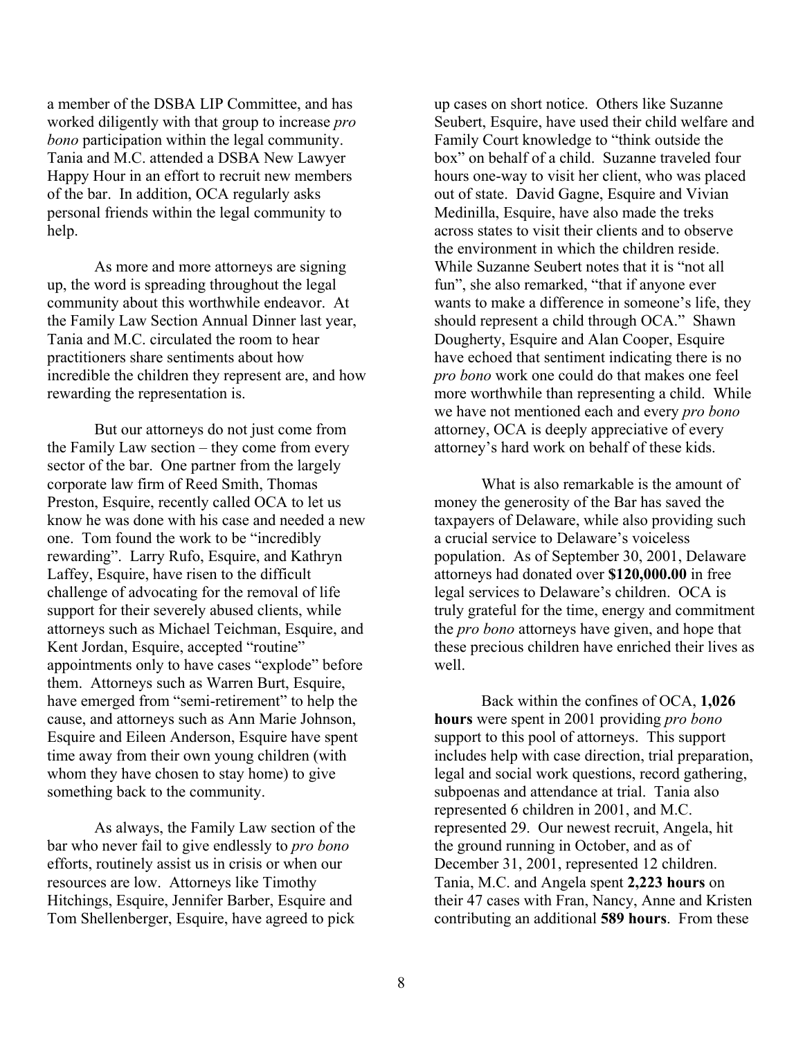a member of the DSBA LIP Committee, and has worked diligently with that group to increase *pro bono* participation within the legal community. Tania and M.C. attended a DSBA New Lawyer Happy Hour in an effort to recruit new members of the bar. In addition, OCA regularly asks personal friends within the legal community to help.

As more and more attorneys are signing up, the word is spreading throughout the legal community about this worthwhile endeavor. At the Family Law Section Annual Dinner last year, Tania and M.C. circulated the room to hear practitioners share sentiments about how incredible the children they represent are, and how rewarding the representation is.

But our attorneys do not just come from the Family Law section – they come from every sector of the bar. One partner from the largely corporate law firm of Reed Smith, Thomas Preston, Esquire, recently called OCA to let us know he was done with his case and needed a new one. Tom found the work to be "incredibly rewarding". Larry Rufo, Esquire, and Kathryn Laffey, Esquire, have risen to the difficult challenge of advocating for the removal of life support for their severely abused clients, while attorneys such as Michael Teichman, Esquire, and Kent Jordan, Esquire, accepted "routine" appointments only to have cases "explode" before them. Attorneys such as Warren Burt, Esquire, have emerged from "semi-retirement" to help the cause, and attorneys such as Ann Marie Johnson, Esquire and Eileen Anderson, Esquire have spent time away from their own young children (with whom they have chosen to stay home) to give something back to the community.

As always, the Family Law section of the bar who never fail to give endlessly to *pro bono* efforts, routinely assist us in crisis or when our resources are low. Attorneys like Timothy Hitchings, Esquire, Jennifer Barber, Esquire and Tom Shellenberger, Esquire, have agreed to pick up cases on short notice. Others like Suzanne Seubert, Esquire, have used their child welfare and Family Court knowledge to "think outside the box" on behalf of a child. Suzanne traveled four hours one-way to visit her client, who was placed out of state. David Gagne, Esquire and Vivian Medinilla, Esquire, have also made the treks across states to visit their clients and to observe the environment in which the children reside. While Suzanne Seubert notes that it is "not all fun", she also remarked, "that if anyone ever wants to make a difference in someone's life, they should represent a child through OCA." Shawn Dougherty, Esquire and Alan Cooper, Esquire have echoed that sentiment indicating there is no *pro bono* work one could do that makes one feel more worthwhile than representing a child. While we have not mentioned each and every *pro bono* attorney, OCA is deeply appreciative of every attorney's hard work on behalf of these kids.

What is also remarkable is the amount of money the generosity of the Bar has saved the taxpayers of Delaware, while also providing such a crucial service to Delaware's voiceless population. As of September 30, 2001, Delaware attorneys had donated over **$120,000.00** in free legal services to Delaware's children. OCA is truly grateful for the time, energy and commitment the *pro bono* attorneys have given, and hope that these precious children have enriched their lives as well.

Back within the confines of OCA, **1,026 hours** were spent in 2001 providing *pro bono* support to this pool of attorneys. This support includes help with case direction, trial preparation, legal and social work questions, record gathering, subpoenas and attendance at trial. Tania also represented 6 children in 2001, and M.C. represented 29. Our newest recruit, Angela, hit the ground running in October, and as of December 31, 2001, represented 12 children. Tania, M.C. and Angela spent **2,223 hours** on their 47 cases with Fran, Nancy, Anne and Kristen contributing an additional **589 hours**. From these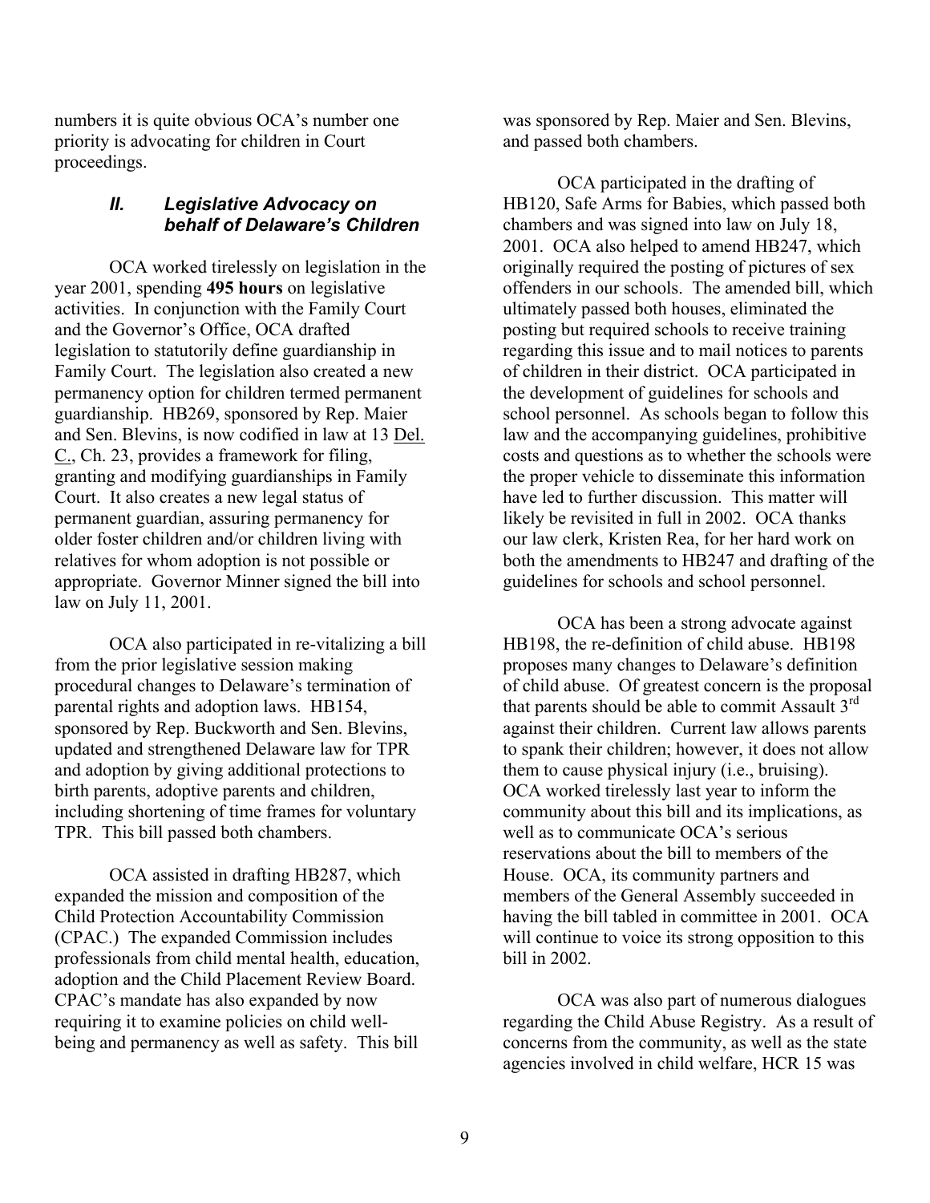numbers it is quite obvious OCA's number one priority is advocating for children in Court proceedings.

## *II. Legislative Advocacy on behalf of Delaware's Children*

OCA worked tirelessly on legislation in the year 2001, spending **495 hours** on legislative activities. In conjunction with the Family Court and the Governor's Office, OCA drafted legislation to statutorily define guardianship in Family Court. The legislation also created a new permanency option for children termed permanent guardianship. HB269, sponsored by Rep. Maier and Sen. Blevins, is now codified in law at 13 Del. C., Ch. 23, provides a framework for filing, granting and modifying guardianships in Family Court. It also creates a new legal status of permanent guardian, assuring permanency for older foster children and/or children living with relatives for whom adoption is not possible or appropriate. Governor Minner signed the bill into law on July 11, 2001.

OCA also participated in re-vitalizing a bill from the prior legislative session making procedural changes to Delaware's termination of parental rights and adoption laws. HB154, sponsored by Rep. Buckworth and Sen. Blevins, updated and strengthened Delaware law for TPR and adoption by giving additional protections to birth parents, adoptive parents and children, including shortening of time frames for voluntary TPR. This bill passed both chambers.

OCA assisted in drafting HB287, which expanded the mission and composition of the Child Protection Accountability Commission (CPAC.) The expanded Commission includes professionals from child mental health, education, adoption and the Child Placement Review Board. CPAC's mandate has also expanded by now requiring it to examine policies on child well-being and permanency as well as safety. This bill was sponsored by Rep. Maier and Sen. Blevins, and passed both chambers.

OCA participated in the drafting of HB120, Safe Arms for Babies, which passed both chambers and was signed into law on July 18, 2001. OCA also helped to amend HB247, which originally required the posting of pictures of sex offenders in our schools. The amended bill, which ultimately passed both houses, eliminated the posting but required schools to receive training regarding this issue and to mail notices to parents of children in their district. OCA participated in the development of guidelines for schools and school personnel. As schools began to follow this law and the accompanying guidelines, prohibitive costs and questions as to whether the schools were the proper vehicle to disseminate this information have led to further discussion. This matter will likely be revisited in full in 2002. OCA thanks our law clerk, Kristen Rea, for her hard work on both the amendments to HB247 and drafting of the guidelines for schools and school personnel.

OCA has been a strong advocate against HB198, the re-definition of child abuse. HB198 proposes many changes to Delaware's definition of child abuse. Of greatest concern is the proposal that parents should be able to commit Assault 3rd against their children. Current law allows parents to spank their children; however, it does not allow them to cause physical injury (i.e., bruising). OCA worked tirelessly last year to inform the community about this bill and its implications, as well as to communicate OCA's serious reservations about the bill to members of the House. OCA, its community partners and members of the General Assembly succeeded in having the bill tabled in committee in 2001. OCA will continue to voice its strong opposition to this bill in 2002.

OCA was also part of numerous dialogues regarding the Child Abuse Registry. As a result of concerns from the community, as well as the state agencies involved in child welfare, HCR 15 was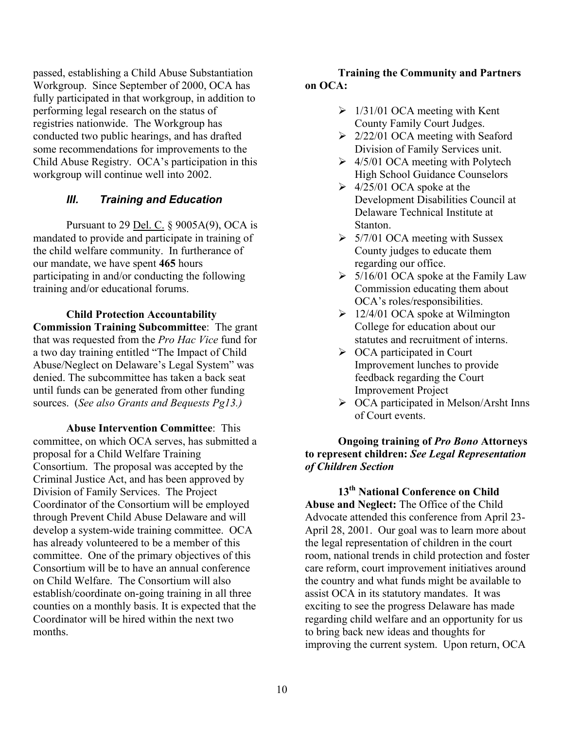passed, establishing a Child Abuse Substantiation Workgroup. Since September of 2000, OCA has fully participated in that workgroup, in addition to performing legal research on the status of registries nationwide. The Workgroup has conducted two public hearings, and has drafted some recommendations for improvements to the Child Abuse Registry. OCA's participation in this workgroup will continue well into 2002.

## *III. Training and Education*

Pursuant to 29 Del. C. § 9005A(9), OCA is mandated to provide and participate in training of the child welfare community. In furtherance of our mandate, we have spent **465** hours participating in and/or conducting the following training and/or educational forums.

**Child Protection Accountability Commission Training Subcommittee**: The grant that was requested from the *Pro Hac Vice* fund for a two day training entitled "The Impact of Child Abuse/Neglect on Delaware's Legal System" was denied. The subcommittee has taken a back seat until funds can be generated from other funding sources. (*See also Grants and Bequests Pg13.)*

**Abuse Intervention Committee**: This committee, on which OCA serves, has submitted a proposal for a Child Welfare Training Consortium. The proposal was accepted by the Criminal Justice Act, and has been approved by Division of Family Services. The Project Coordinator of the Consortium will be employed through Prevent Child Abuse Delaware and will develop a system-wide training committee. OCA has already volunteered to be a member of this committee. One of the primary objectives of this Consortium will be to have an annual conference on Child Welfare. The Consortium will also establish/coordinate on-going training in all three counties on a monthly basis. It is expected that the Coordinator will be hired within the next two months.

**Training the Community and Partners on OCA:**

- 1/31/01 OCA meeting with Kent County Family Court Judges.
- 2/22/01 OCA meeting with Seaford Division of Family Services unit.
- 4/5/01 OCA meeting with Polytech High School Guidance Counselors
- 4/25/01 OCA spoke at the Development Disabilities Council at Delaware Technical Institute at Stanton.
- 5/7/01 OCA meeting with Sussex County judges to educate them regarding our office.
- 5/16/01 OCA spoke at the Family Law Commission educating them about OCA's roles/responsibilities.
- 12/4/01 OCA spoke at Wilmington College for education about our statutes and recruitment of interns.
- OCA participated in Court Improvement lunches to provide feedback regarding the Court Improvement Project
- OCA participated in Melson/Arsht Inns of Court events.

**Ongoing training of *Pro Bono* Attorneys to represent children: *See Legal Representation of Children Section***

**13th National Conference on Child Abuse and Neglect:** The Office of the Child Advocate attended this conference from April 23-April 28, 2001. Our goal was to learn more about the legal representation of children in the court room, national trends in child protection and foster care reform, court improvement initiatives around the country and what funds might be available to assist OCA in its statutory mandates. It was exciting to see the progress Delaware has made regarding child welfare and an opportunity for us to bring back new ideas and thoughts for improving the current system. Upon return, OCA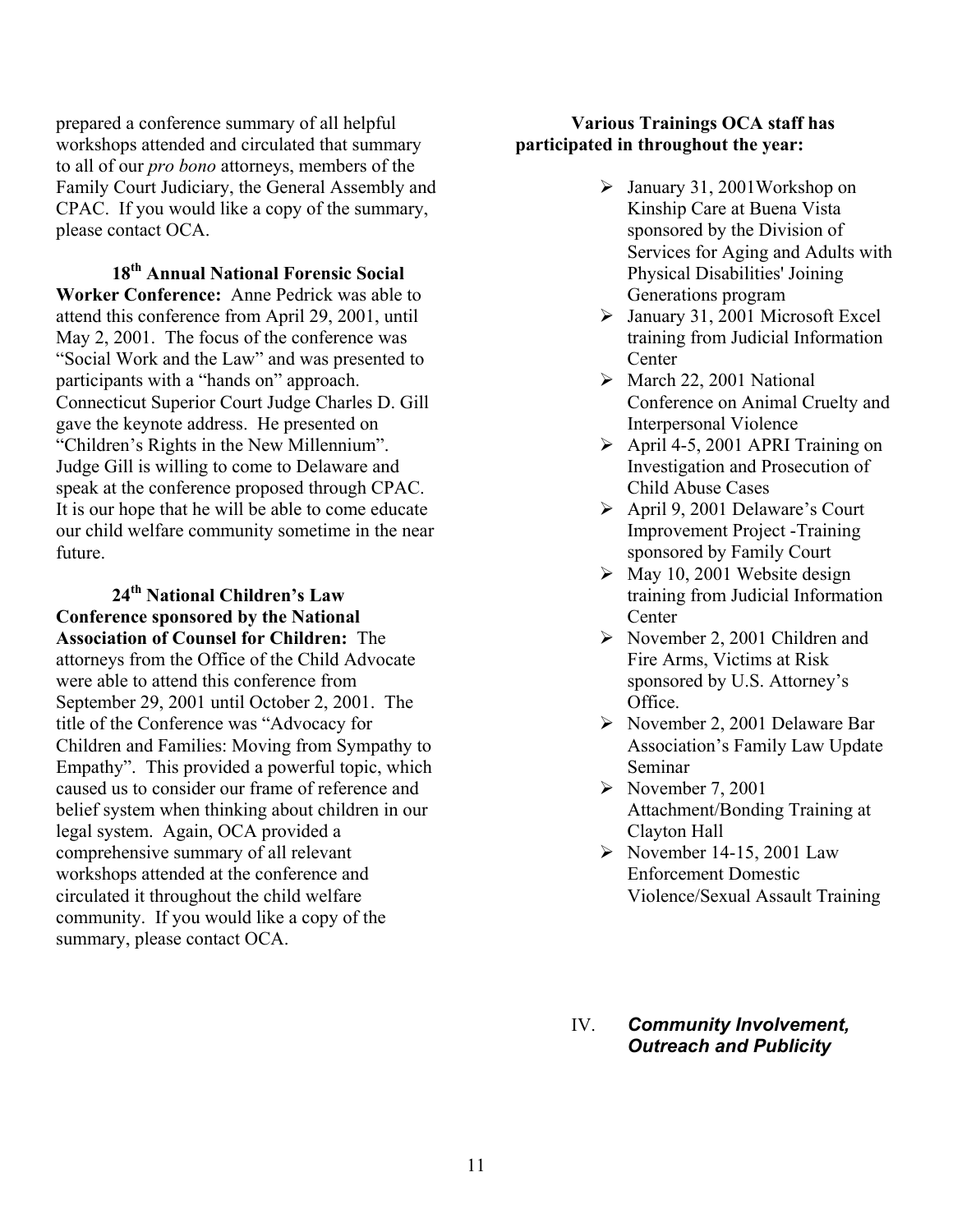prepared a conference summary of all helpful workshops attended and circulated that summary to all of our *pro bono* attorneys, members of the Family Court Judiciary, the General Assembly and CPAC. If you would like a copy of the summary, please contact OCA.

**18th Annual National Forensic Social Worker Conference:** Anne Pedrick was able to attend this conference from April 29, 2001, until May 2, 2001. The focus of the conference was "Social Work and the Law" and was presented to participants with a "hands on" approach. Connecticut Superior Court Judge Charles D. Gill gave the keynote address. He presented on "Children's Rights in the New Millennium". Judge Gill is willing to come to Delaware and speak at the conference proposed through CPAC. It is our hope that he will be able to come educate our child welfare community sometime in the near future.

**24th National Children's Law Conference sponsored by the National Association of Counsel for Children:** The attorneys from the Office of the Child Advocate were able to attend this conference from September 29, 2001 until October 2, 2001. The title of the Conference was "Advocacy for Children and Families: Moving from Sympathy to Empathy". This provided a powerful topic, which caused us to consider our frame of reference and belief system when thinking about children in our legal system. Again, OCA provided a comprehensive summary of all relevant workshops attended at the conference and circulated it throughout the child welfare community. If you would like a copy of the summary, please contact OCA.

**Various Trainings OCA staff has participated in throughout the year:**

- January 31, 2001Workshop on Kinship Care at Buena Vista sponsored by the Division of Services for Aging and Adults with Physical Disabilities' Joining Generations program
- January 31, 2001 Microsoft Excel training from Judicial Information Center
- March 22, 2001 National Conference on Animal Cruelty and Interpersonal Violence
- April 4-5, 2001 APRI Training on Investigation and Prosecution of Child Abuse Cases
- April 9, 2001 Delaware's Court Improvement Project -Training sponsored by Family Court
- May 10, 2001 Website design training from Judicial Information Center
- November 2, 2001 Children and Fire Arms, Victims at Risk sponsored by U.S. Attorney's Office.
- November 2, 2001 Delaware Bar Association's Family Law Update Seminar
- November 7, 2001 Attachment/Bonding Training at Clayton Hall
- November 14-15, 2001 Law Enforcement Domestic Violence/Sexual Assault Training

## IV. *Community Involvement, Outreach and Publicity*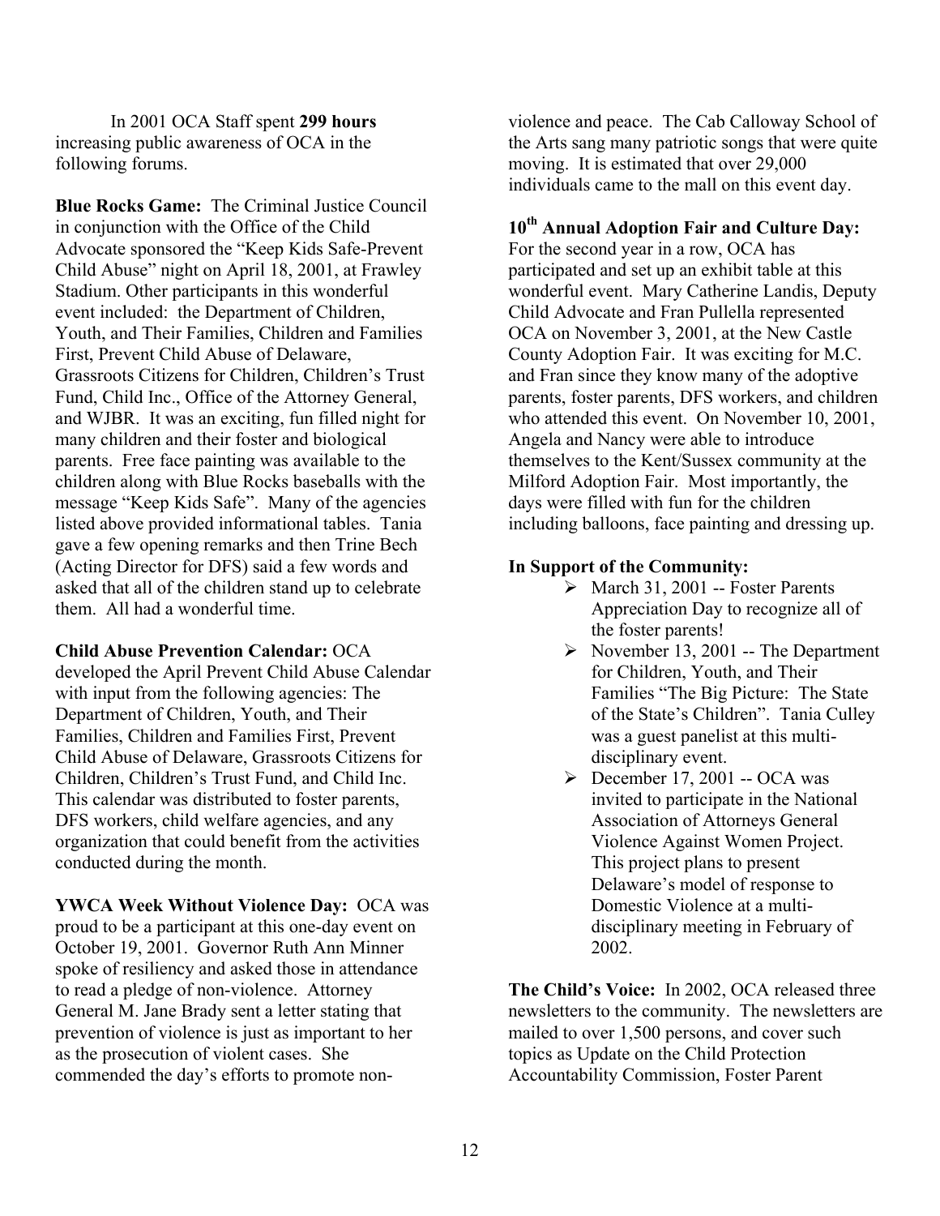In 2001 OCA Staff spent **299 hours** increasing public awareness of OCA in the following forums.

**Blue Rocks Game:** The Criminal Justice Council in conjunction with the Office of the Child Advocate sponsored the "Keep Kids Safe-Prevent Child Abuse" night on April 18, 2001, at Frawley Stadium. Other participants in this wonderful event included: the Department of Children, Youth, and Their Families, Children and Families First, Prevent Child Abuse of Delaware, Grassroots Citizens for Children, Children's Trust Fund, Child Inc., Office of the Attorney General, and WJBR. It was an exciting, fun filled night for many children and their foster and biological parents. Free face painting was available to the children along with Blue Rocks baseballs with the message "Keep Kids Safe". Many of the agencies listed above provided informational tables. Tania gave a few opening remarks and then Trine Bech (Acting Director for DFS) said a few words and asked that all of the children stand up to celebrate them. All had a wonderful time.

**Child Abuse Prevention Calendar:** OCA developed the April Prevent Child Abuse Calendar with input from the following agencies: The Department of Children, Youth, and Their Families, Children and Families First, Prevent Child Abuse of Delaware, Grassroots Citizens for Children, Children's Trust Fund, and Child Inc. This calendar was distributed to foster parents, DFS workers, child welfare agencies, and any organization that could benefit from the activities conducted during the month.

**YWCA Week Without Violence Day:** OCA was proud to be a participant at this one-day event on October 19, 2001. Governor Ruth Ann Minner spoke of resiliency and asked those in attendance to read a pledge of non-violence. Attorney General M. Jane Brady sent a letter stating that prevention of violence is just as important to her as the prosecution of violent cases. She commended the day's efforts to promote non-violence and peace. The Cab Calloway School of the Arts sang many patriotic songs that were quite moving. It is estimated that over 29,000 individuals came to the mall on this event day.

**10th Annual Adoption Fair and Culture Day:** For the second year in a row, OCA has participated and set up an exhibit table at this wonderful event. Mary Catherine Landis, Deputy Child Advocate and Fran Pullella represented OCA on November 3, 2001, at the New Castle County Adoption Fair. It was exciting for M.C. and Fran since they know many of the adoptive parents, foster parents, DFS workers, and children who attended this event. On November 10, 2001, Angela and Nancy were able to introduce themselves to the Kent/Sussex community at the Milford Adoption Fair. Most importantly, the days were filled with fun for the children including balloons, face painting and dressing up.

**In Support of the Community:**

- March 31, 2001 -- Foster Parents Appreciation Day to recognize all of the foster parents!
- November 13, 2001 -- The Department for Children, Youth, and Their Families "The Big Picture: The State of the State's Children". Tania Culley was a guest panelist at this multi-disciplinary event.
- December 17, 2001 -- OCA was invited to participate in the National Association of Attorneys General Violence Against Women Project. This project plans to present Delaware's model of response to Domestic Violence at a multi-disciplinary meeting in February of 2002.

**The Child's Voice:** In 2002, OCA released three newsletters to the community. The newsletters are mailed to over 1,500 persons, and cover such topics as Update on the Child Protection Accountability Commission, Foster Parent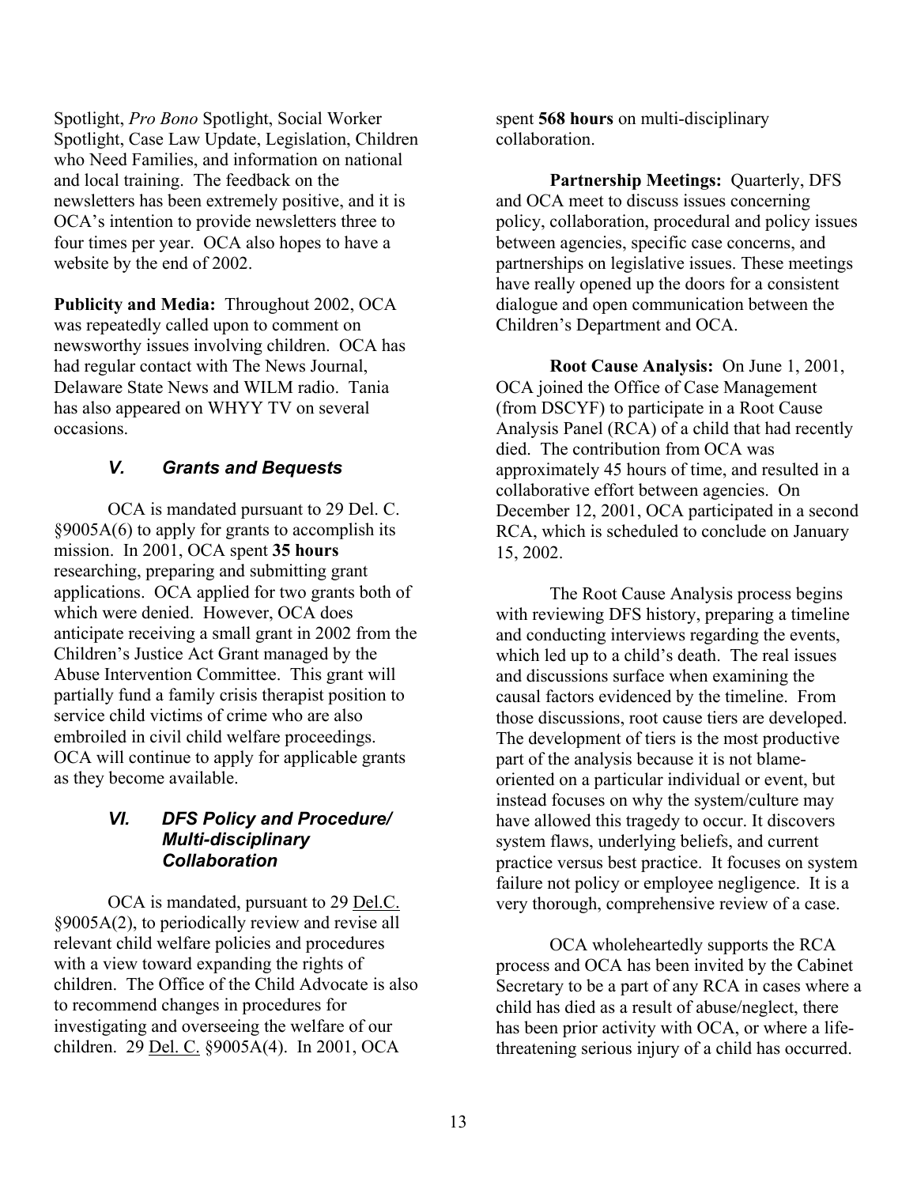Spotlight, *Pro Bono* Spotlight, Social Worker Spotlight, Case Law Update, Legislation, Children who Need Families, and information on national and local training. The feedback on the newsletters has been extremely positive, and it is OCA's intention to provide newsletters three to four times per year. OCA also hopes to have a website by the end of 2002.

**Publicity and Media:** Throughout 2002, OCA was repeatedly called upon to comment on newsworthy issues involving children. OCA has had regular contact with The News Journal, Delaware State News and WILM radio. Tania has also appeared on WHYY TV on several occasions.

### *V. Grants and Bequests*

OCA is mandated pursuant to 29 Del. C. §9005A(6) to apply for grants to accomplish its mission. In 2001, OCA spent **35 hours** researching, preparing and submitting grant applications. OCA applied for two grants both of which were denied. However, OCA does anticipate receiving a small grant in 2002 from the Children's Justice Act Grant managed by the Abuse Intervention Committee. This grant will partially fund a family crisis therapist position to service child victims of crime who are also embroiled in civil child welfare proceedings. OCA will continue to apply for applicable grants as they become available.

### *VI. DFS Policy and Procedure/ Multi-disciplinary Collaboration*

OCA is mandated, pursuant to 29 Del.C. §9005A(2), to periodically review and revise all relevant child welfare policies and procedures with a view toward expanding the rights of children. The Office of the Child Advocate is also to recommend changes in procedures for investigating and overseeing the welfare of our children. 29 Del. C. §9005A(4). In 2001, OCA spent **568 hours** on multi-disciplinary collaboration.

**Partnership Meetings:** Quarterly, DFS and OCA meet to discuss issues concerning policy, collaboration, procedural and policy issues between agencies, specific case concerns, and partnerships on legislative issues. These meetings have really opened up the doors for a consistent dialogue and open communication between the Children's Department and OCA.

**Root Cause Analysis:** On June 1, 2001, OCA joined the Office of Case Management (from DSCYF) to participate in a Root Cause Analysis Panel (RCA) of a child that had recently died. The contribution from OCA was approximately 45 hours of time, and resulted in a collaborative effort between agencies. On December 12, 2001, OCA participated in a second RCA, which is scheduled to conclude on January 15, 2002.

The Root Cause Analysis process begins with reviewing DFS history, preparing a timeline and conducting interviews regarding the events, which led up to a child's death. The real issues and discussions surface when examining the causal factors evidenced by the timeline. From those discussions, root cause tiers are developed. The development of tiers is the most productive part of the analysis because it is not blame-oriented on a particular individual or event, but instead focuses on why the system/culture may have allowed this tragedy to occur. It discovers system flaws, underlying beliefs, and current practice versus best practice. It focuses on system failure not policy or employee negligence. It is a very thorough, comprehensive review of a case.

OCA wholeheartedly supports the RCA process and OCA has been invited by the Cabinet Secretary to be a part of any RCA in cases where a child has died as a result of abuse/neglect, there has been prior activity with OCA, or where a life-threatening serious injury of a child has occurred.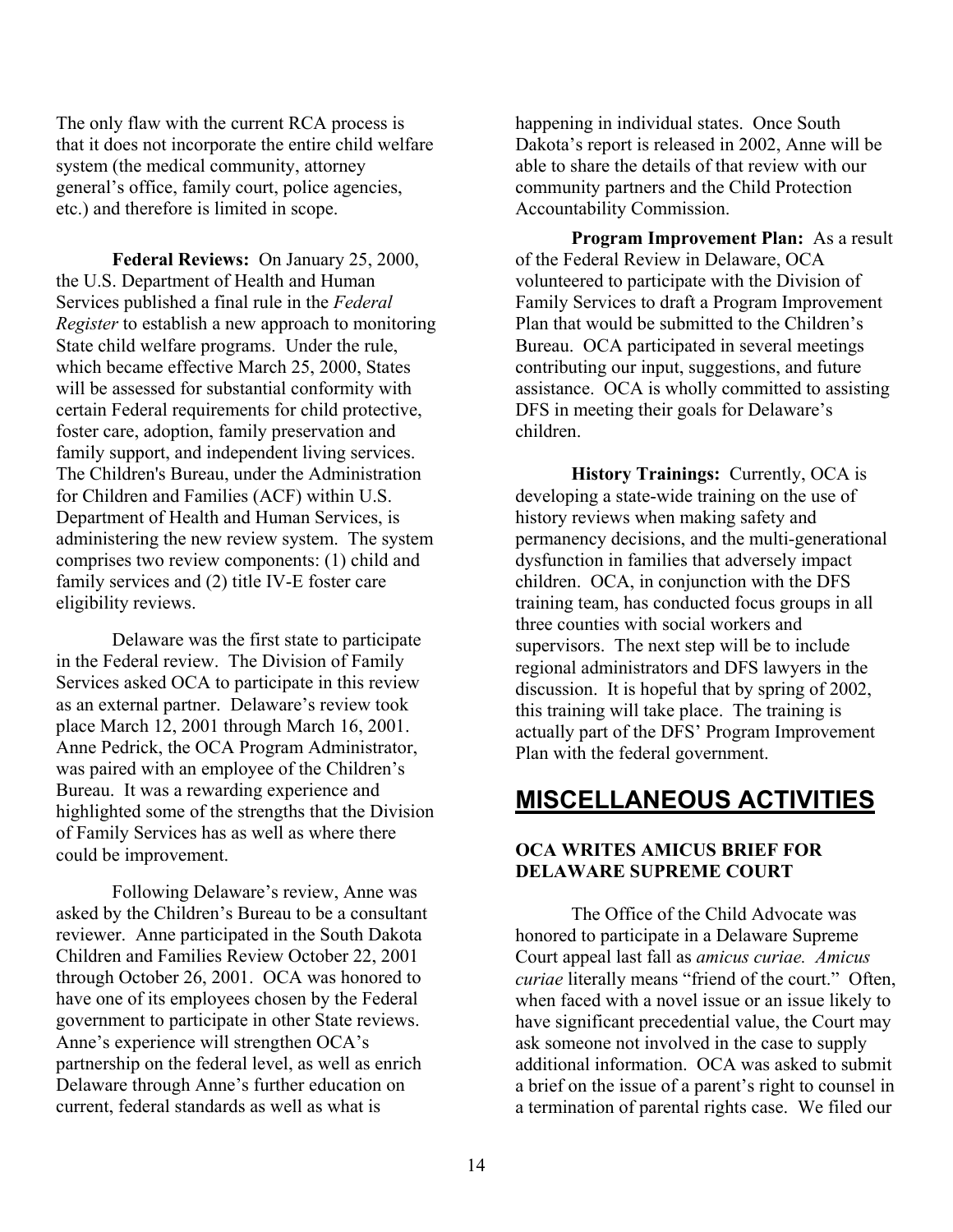The only flaw with the current RCA process is that it does not incorporate the entire child welfare system (the medical community, attorney general's office, family court, police agencies, etc.) and therefore is limited in scope.

**Federal Reviews:** On January 25, 2000, the U.S. Department of Health and Human Services published a final rule in the *Federal Register* to establish a new approach to monitoring State child welfare programs. Under the rule, which became effective March 25, 2000, States will be assessed for substantial conformity with certain Federal requirements for child protective, foster care, adoption, family preservation and family support, and independent living services. The Children's Bureau, under the Administration for Children and Families (ACF) within U.S. Department of Health and Human Services, is administering the new review system. The system comprises two review components: (1) child and family services and (2) title IV-E foster care eligibility reviews.

Delaware was the first state to participate in the Federal review. The Division of Family Services asked OCA to participate in this review as an external partner. Delaware's review took place March 12, 2001 through March 16, 2001. Anne Pedrick, the OCA Program Administrator, was paired with an employee of the Children's Bureau. It was a rewarding experience and highlighted some of the strengths that the Division of Family Services has as well as where there could be improvement.

Following Delaware's review, Anne was asked by the Children's Bureau to be a consultant reviewer. Anne participated in the South Dakota Children and Families Review October 22, 2001 through October 26, 2001. OCA was honored to have one of its employees chosen by the Federal government to participate in other State reviews. Anne's experience will strengthen OCA's partnership on the federal level, as well as enrich Delaware through Anne's further education on current, federal standards as well as what is happening in individual states. Once South Dakota's report is released in 2002, Anne will be able to share the details of that review with our community partners and the Child Protection Accountability Commission.

**Program Improvement Plan:** As a result of the Federal Review in Delaware, OCA volunteered to participate with the Division of Family Services to draft a Program Improvement Plan that would be submitted to the Children's Bureau. OCA participated in several meetings contributing our input, suggestions, and future assistance. OCA is wholly committed to assisting DFS in meeting their goals for Delaware's children.

**History Trainings:** Currently, OCA is developing a state-wide training on the use of history reviews when making safety and permanency decisions, and the multi-generational dysfunction in families that adversely impact children. OCA, in conjunction with the DFS training team, has conducted focus groups in all three counties with social workers and supervisors. The next step will be to include regional administrators and DFS lawyers in the discussion. It is hopeful that by spring of 2002, this training will take place. The training is actually part of the DFS' Program Improvement Plan with the federal government.

# MISCELLANEOUS ACTIVITIES

### OCA WRITES AMICUS BRIEF FOR DELAWARE SUPREME COURT

The Office of the Child Advocate was honored to participate in a Delaware Supreme Court appeal last fall as *amicus curiae. Amicus curiae* literally means "friend of the court." Often, when faced with a novel issue or an issue likely to have significant precedential value, the Court may ask someone not involved in the case to supply additional information. OCA was asked to submit a brief on the issue of a parent's right to counsel in a termination of parental rights case. We filed our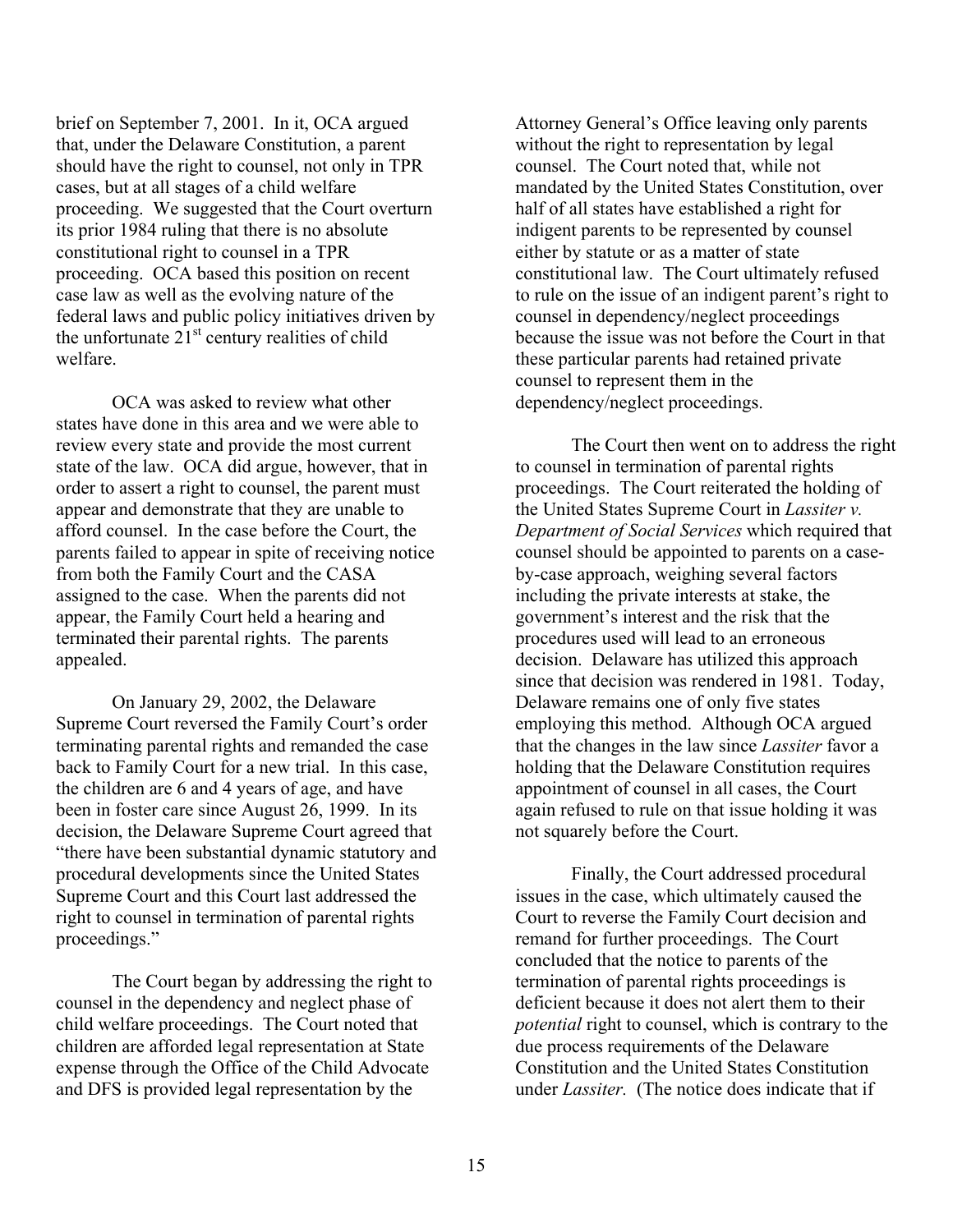brief on September 7, 2001. In it, OCA argued that, under the Delaware Constitution, a parent should have the right to counsel, not only in TPR cases, but at all stages of a child welfare proceeding. We suggested that the Court overturn its prior 1984 ruling that there is no absolute constitutional right to counsel in a TPR proceeding. OCA based this position on recent case law as well as the evolving nature of the federal laws and public policy initiatives driven by the unfortunate 21st century realities of child welfare.

OCA was asked to review what other states have done in this area and we were able to review every state and provide the most current state of the law. OCA did argue, however, that in order to assert a right to counsel, the parent must appear and demonstrate that they are unable to afford counsel. In the case before the Court, the parents failed to appear in spite of receiving notice from both the Family Court and the CASA assigned to the case. When the parents did not appear, the Family Court held a hearing and terminated their parental rights. The parents appealed.

On January 29, 2002, the Delaware Supreme Court reversed the Family Court's order terminating parental rights and remanded the case back to Family Court for a new trial. In this case, the children are 6 and 4 years of age, and have been in foster care since August 26, 1999. In its decision, the Delaware Supreme Court agreed that "there have been substantial dynamic statutory and procedural developments since the United States Supreme Court and this Court last addressed the right to counsel in termination of parental rights proceedings."

The Court began by addressing the right to counsel in the dependency and neglect phase of child welfare proceedings. The Court noted that children are afforded legal representation at State expense through the Office of the Child Advocate and DFS is provided legal representation by the Attorney General's Office leaving only parents without the right to representation by legal counsel. The Court noted that, while not mandated by the United States Constitution, over half of all states have established a right for indigent parents to be represented by counsel either by statute or as a matter of state constitutional law. The Court ultimately refused to rule on the issue of an indigent parent's right to counsel in dependency/neglect proceedings because the issue was not before the Court in that these particular parents had retained private counsel to represent them in the dependency/neglect proceedings.

The Court then went on to address the right to counsel in termination of parental rights proceedings. The Court reiterated the holding of the United States Supreme Court in *Lassiter v. Department of Social Services* which required that counsel should be appointed to parents on a case-by-case approach, weighing several factors including the private interests at stake, the government's interest and the risk that the procedures used will lead to an erroneous decision. Delaware has utilized this approach since that decision was rendered in 1981. Today, Delaware remains one of only five states employing this method. Although OCA argued that the changes in the law since *Lassiter* favor a holding that the Delaware Constitution requires appointment of counsel in all cases, the Court again refused to rule on that issue holding it was not squarely before the Court.

Finally, the Court addressed procedural issues in the case, which ultimately caused the Court to reverse the Family Court decision and remand for further proceedings. The Court concluded that the notice to parents of the termination of parental rights proceedings is deficient because it does not alert them to their *potential* right to counsel, which is contrary to the due process requirements of the Delaware Constitution and the United States Constitution under *Lassiter.* (The notice does indicate that if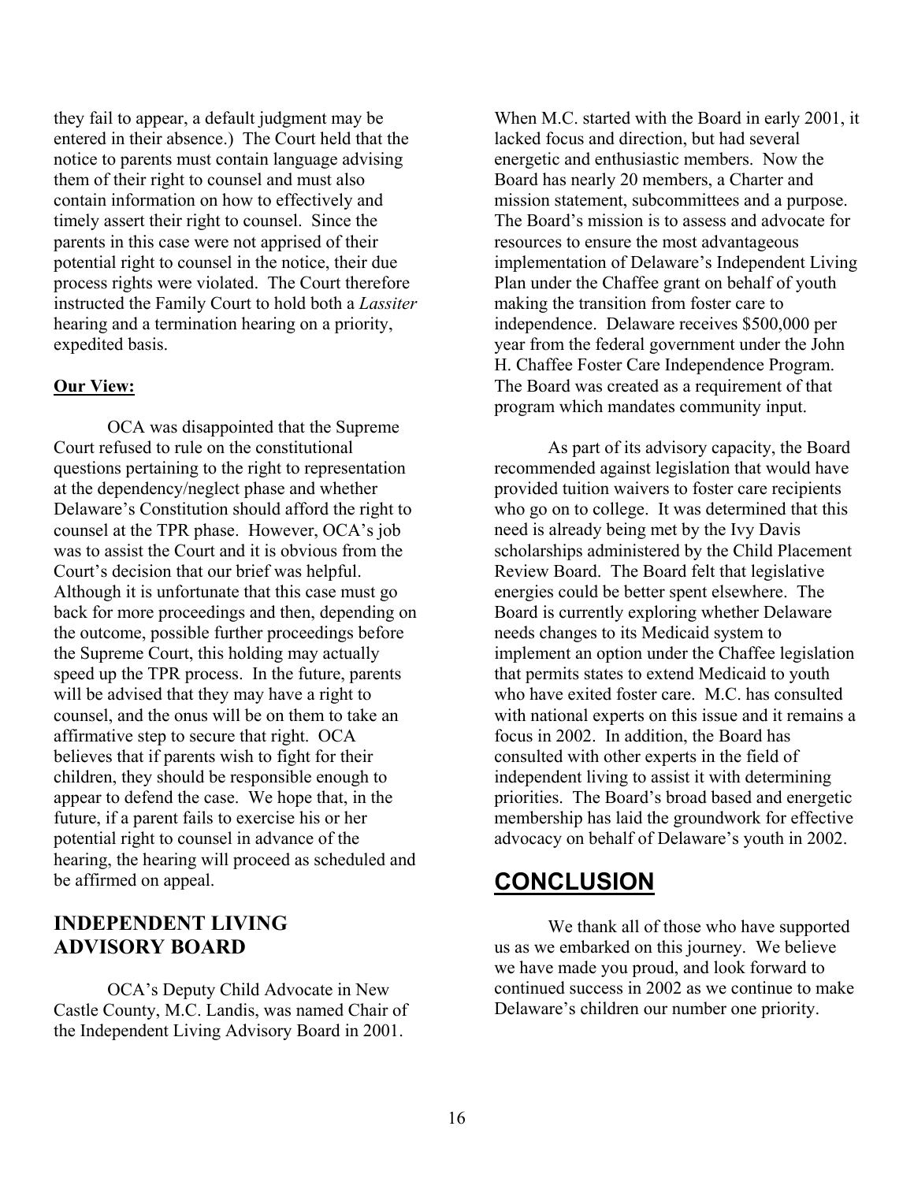they fail to appear, a default judgment may be entered in their absence.) The Court held that the notice to parents must contain language advising them of their right to counsel and must also contain information on how to effectively and timely assert their right to counsel. Since the parents in this case were not apprised of their potential right to counsel in the notice, their due process rights were violated. The Court therefore instructed the Family Court to hold both a *Lassiter* hearing and a termination hearing on a priority, expedited basis.

**Our View:**

OCA was disappointed that the Supreme Court refused to rule on the constitutional questions pertaining to the right to representation at the dependency/neglect phase and whether Delaware's Constitution should afford the right to counsel at the TPR phase. However, OCA's job was to assist the Court and it is obvious from the Court's decision that our brief was helpful. Although it is unfortunate that this case must go back for more proceedings and then, depending on the outcome, possible further proceedings before the Supreme Court, this holding may actually speed up the TPR process. In the future, parents will be advised that they may have a right to counsel, and the onus will be on them to take an affirmative step to secure that right. OCA believes that if parents wish to fight for their children, they should be responsible enough to appear to defend the case. We hope that, in the future, if a parent fails to exercise his or her potential right to counsel in advance of the hearing, the hearing will proceed as scheduled and be affirmed on appeal.

## INDEPENDENT LIVING ADVISORY BOARD

OCA's Deputy Child Advocate in New Castle County, M.C. Landis, was named Chair of the Independent Living Advisory Board in 2001. When M.C. started with the Board in early 2001, it lacked focus and direction, but had several energetic and enthusiastic members. Now the Board has nearly 20 members, a Charter and mission statement, subcommittees and a purpose. The Board's mission is to assess and advocate for resources to ensure the most advantageous implementation of Delaware's Independent Living Plan under the Chaffee grant on behalf of youth making the transition from foster care to independence. Delaware receives $500,000 per year from the federal government under the John H. Chaffee Foster Care Independence Program. The Board was created as a requirement of that program which mandates community input.

As part of its advisory capacity, the Board recommended against legislation that would have provided tuition waivers to foster care recipients who go on to college. It was determined that this need is already being met by the Ivy Davis scholarships administered by the Child Placement Review Board. The Board felt that legislative energies could be better spent elsewhere. The Board is currently exploring whether Delaware needs changes to its Medicaid system to implement an option under the Chaffee legislation that permits states to extend Medicaid to youth who have exited foster care. M.C. has consulted with national experts on this issue and it remains a focus in 2002. In addition, the Board has consulted with other experts in the field of independent living to assist it with determining priorities. The Board's broad based and energetic membership has laid the groundwork for effective advocacy on behalf of Delaware's youth in 2002.

# CONCLUSION

We thank all of those who have supported us as we embarked on this journey. We believe we have made you proud, and look forward to continued success in 2002 as we continue to make Delaware's children our number one priority.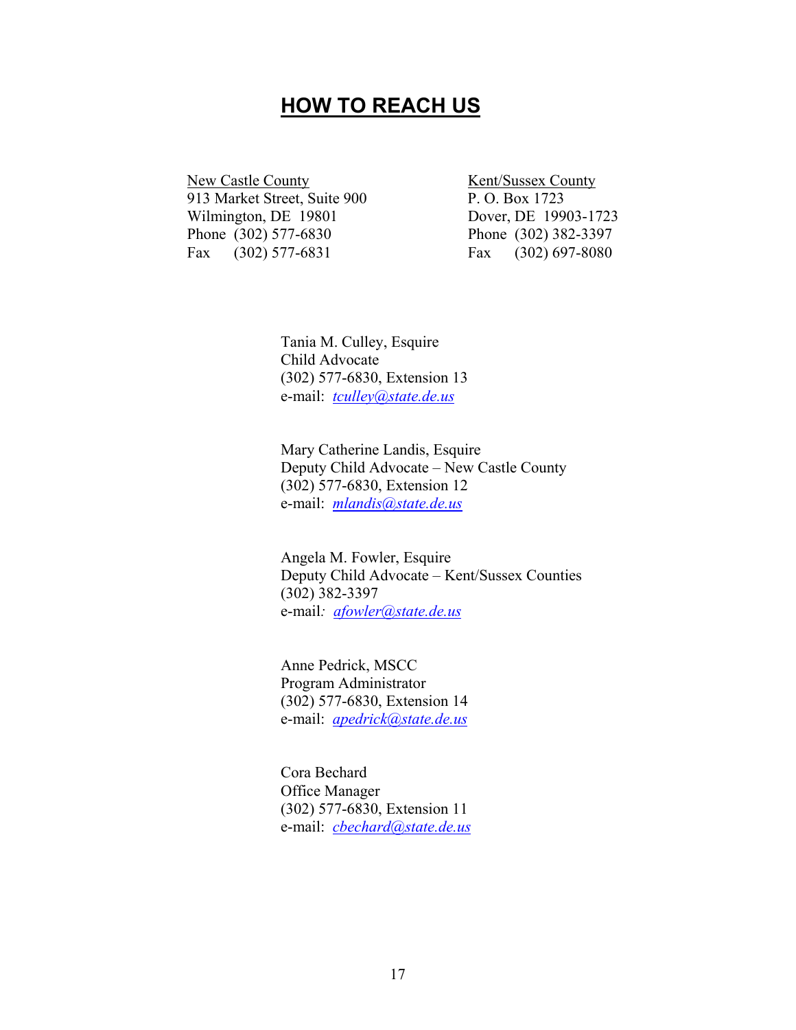# HOW TO REACH US

New Castle County
913 Market Street, Suite 900
Wilmington, DE 19801
Phone (302) 577-6830
Fax (302) 577-6831

Kent/Sussex County
P. O. Box 1723
Dover, DE 19903-1723
Phone (302) 382-3397
Fax (302) 697-8080

Tania M. Culley, Esquire
Child Advocate
(302) 577-6830, Extension 13
e-mail: *tculley@state.de.us*

Mary Catherine Landis, Esquire
Deputy Child Advocate – New Castle County
(302) 577-6830, Extension 12
e-mail: *mlandis@state.de.us*

Angela M. Fowler, Esquire
Deputy Child Advocate – Kent/Sussex Counties
(302) 382-3397
e-mail: *afowler@state.de.us*

Anne Pedrick, MSCC
Program Administrator
(302) 577-6830, Extension 14
e-mail: *apedrick@state.de.us*

Cora Bechard
Office Manager
(302) 577-6830, Extension 11
e-mail: *cbechard@state.de.us*